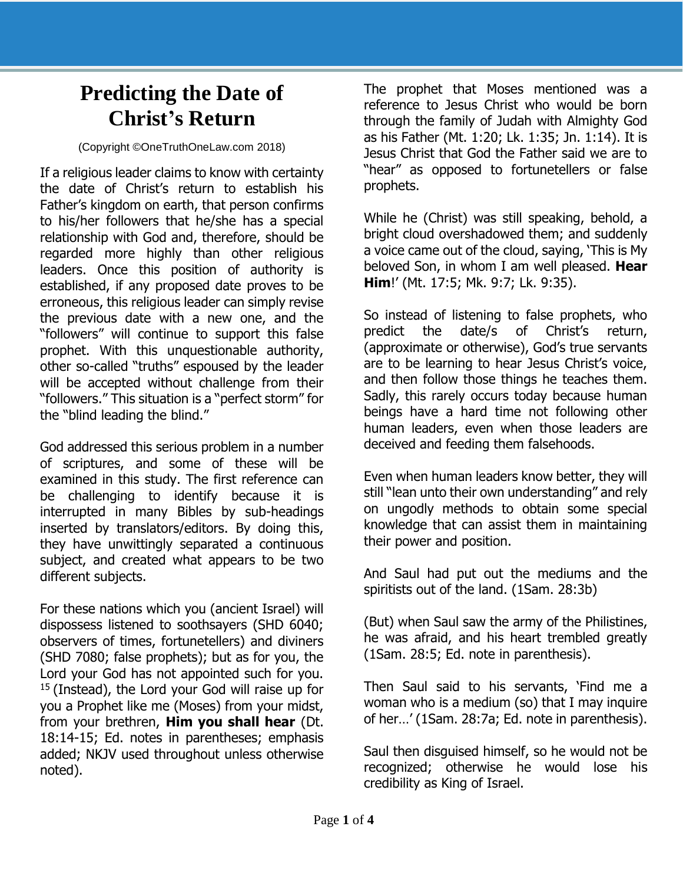# Predicting the Date of Christ's Return

(Copyright ©OneTruthOneLaw.com 2018)

If a religious leader claims to know with certainty the date of Christ's return to establish his Father's kingdom on earth, that person confirms to his/her followers that he/she has a special relationship with God and, therefore, should be regarded more highly than other religious leaders. Once this position of authority is established, if any proposed date proves to be erroneous, this religious leader can simply revise the previous date with a new one, and the "followers" will continue to support this false prophet. With this unquestionable authority, other so-called "truths" espoused by the leader will be accepted without challenge from their "followers." This situation is a "perfect storm" for the "blind leading the blind."

God addressed this serious problem in a number of scriptures, and some of these will be examined in this study. The first reference can be challenging to identify because it is interrupted in many Bibles by sub-headings inserted by translators/editors. By doing this, they have unwittingly separated a continuous subject, and created what appears to be two different subjects.

For these nations which you (ancient Israel) will dispossess listened to soothsayers (SHD 6040; observers of times, fortunetellers) and diviners (SHD 7080; false prophets); but as for you, the Lord your God has not appointed such for you. [15] (Instead), the Lord your God will raise up for you a Prophet like me (Moses) from your midst, from your brethren, **Him you shall hear** (Dt. 18:14-15; Ed. notes in parentheses; emphasis added; NKJV used throughout unless otherwise noted).

The prophet that Moses mentioned was a reference to Jesus Christ who would be born through the family of Judah with Almighty God as his Father (Mt. 1:20; Lk. 1:35; Jn. 1:14). It is Jesus Christ that God the Father said we are to "hear" as opposed to fortunetellers or false prophets.

While he (Christ) was still speaking, behold, a bright cloud overshadowed them; and suddenly a voice came out of the cloud, saying, 'This is My beloved Son, in whom I am well pleased. **Hear Him**!' (Mt. 17:5; Mk. 9:7; Lk. 9:35).

So instead of listening to false prophets, who predict the date/s of Christ's return, (approximate or otherwise), God's true servants are to be learning to hear Jesus Christ's voice, and then follow those things he teaches them. Sadly, this rarely occurs today because human beings have a hard time not following other human leaders, even when those leaders are deceived and feeding them falsehoods.

Even when human leaders know better, they will still "lean unto their own understanding" and rely on ungodly methods to obtain some special knowledge that can assist them in maintaining their power and position.

And Saul had put out the mediums and the spiritists out of the land. (1Sam. 28:3b)

(But) when Saul saw the army of the Philistines, he was afraid, and his heart trembled greatly (1Sam. 28:5; Ed. note in parenthesis).

Then Saul said to his servants, 'Find me a woman who is a medium (so) that I may inquire of her…' (1Sam. 28:7a; Ed. note in parenthesis).

Saul then disguised himself, so he would not be recognized; otherwise he would lose his credibility as King of Israel.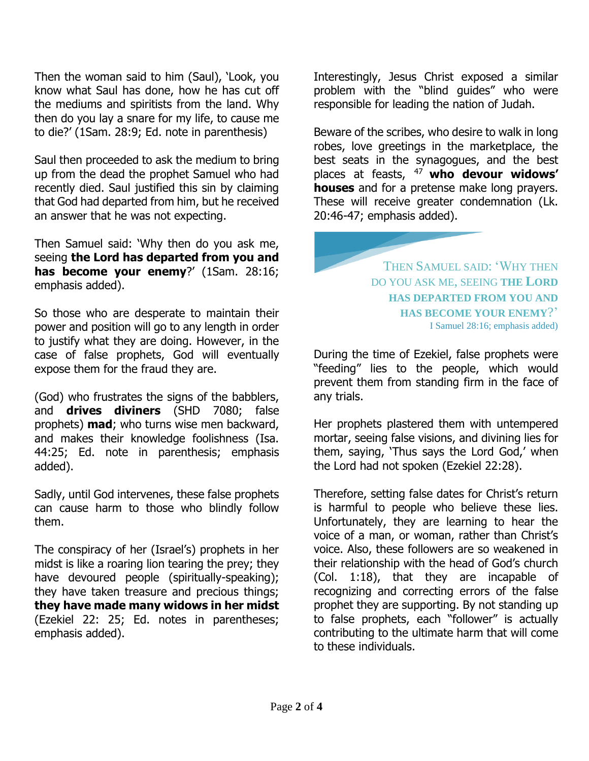Then the woman said to him (Saul), 'Look, you know what Saul has done, how he has cut off the mediums and spiritists from the land. Why then do you lay a snare for my life, to cause me to die?' (1Sam. 28:9; Ed. note in parenthesis)

Saul then proceeded to ask the medium to bring up from the dead the prophet Samuel who had recently died. Saul justified this sin by claiming that God had departed from him, but he received an answer that he was not expecting.

Then Samuel said: 'Why then do you ask me, seeing **the Lord has departed from you and has become your enemy**?' (1Sam. 28:16; emphasis added).

So those who are desperate to maintain their power and position will go to any length in order to justify what they are doing. However, in the case of false prophets, God will eventually expose them for the fraud they are.

(God) who frustrates the signs of the babblers, and **drives diviners** (SHD 7080; false prophets) **mad**; who turns wise men backward, and makes their knowledge foolishness (Isa. 44:25; Ed. note in parenthesis; emphasis added).

Sadly, until God intervenes, these false prophets can cause harm to those who blindly follow them.

The conspiracy of her (Israel's) prophets in her midst is like a roaring lion tearing the prey; they have devoured people (spiritually-speaking); they have taken treasure and precious things; **they have made many widows in her midst** (Ezekiel 22: 25; Ed. notes in parentheses; emphasis added).

Interestingly, Jesus Christ exposed a similar problem with the "blind guides" who were responsible for leading the nation of Judah.

Beware of the scribes, who desire to walk in long robes, love greetings in the marketplace, the best seats in the synagogues, and the best places at feasts, [47] **who devour widows' houses** and for a pretense make long prayers. These will receive greater condemnation (Lk. 20:46-47; emphasis added).

> THEN SAMUEL SAID: 'WHY THEN DO YOU ASK ME, SEEING **THE LORD HAS DEPARTED FROM YOU AND HAS BECOME YOUR ENEMY**?'
> I Samuel 28:16; emphasis added)

During the time of Ezekiel, false prophets were "feeding" lies to the people, which would prevent them from standing firm in the face of any trials.

Her prophets plastered them with untempered mortar, seeing false visions, and divining lies for them, saying, 'Thus says the Lord God,' when the Lord had not spoken (Ezekiel 22:28).

Therefore, setting false dates for Christ's return is harmful to people who believe these lies. Unfortunately, they are learning to hear the voice of a man, or woman, rather than Christ's voice. Also, these followers are so weakened in their relationship with the head of God's church (Col. 1:18), that they are incapable of recognizing and correcting errors of the false prophet they are supporting. By not standing up to false prophets, each "follower" is actually contributing to the ultimate harm that will come to these individuals.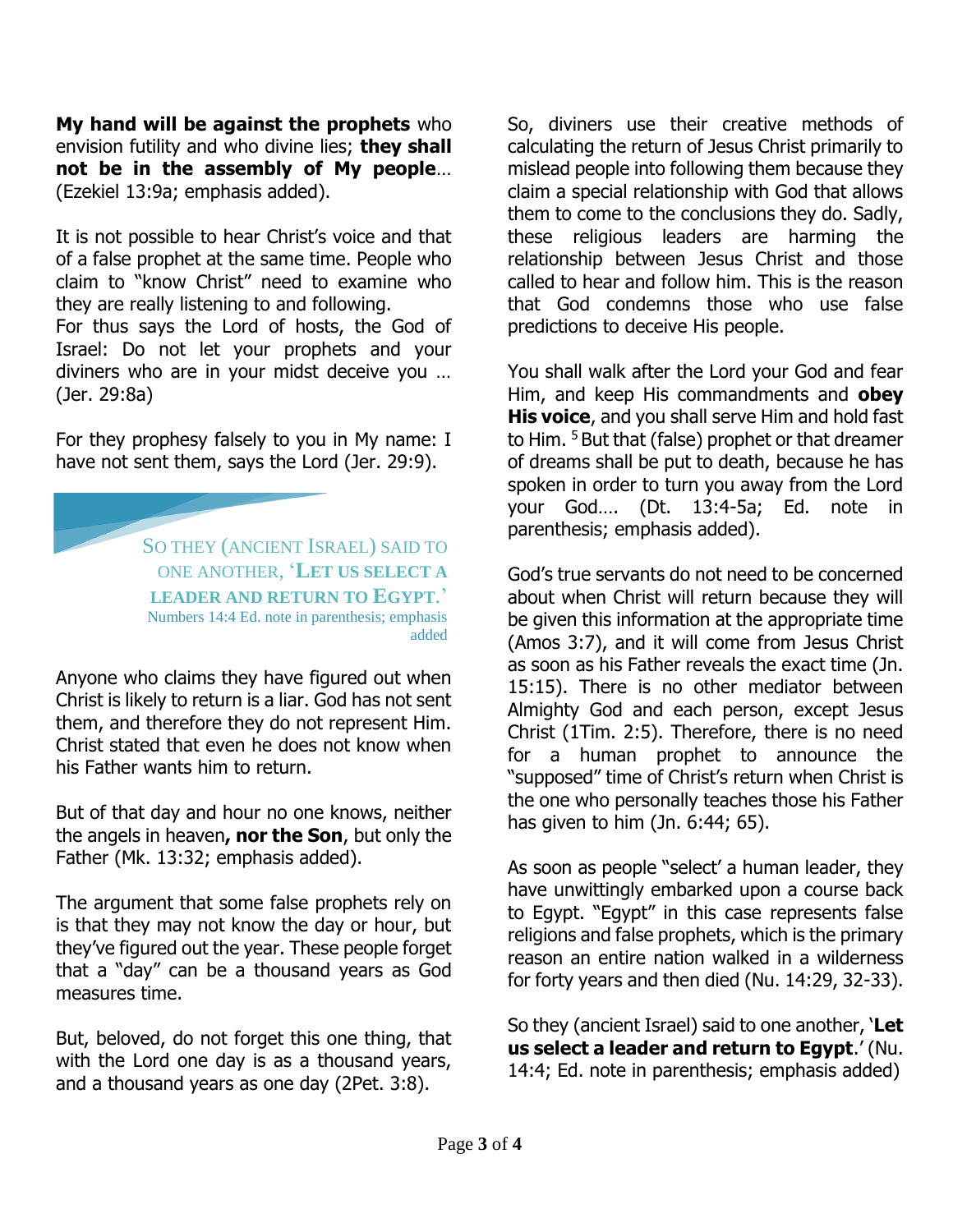**My hand will be against the prophets** who envision futility and who divine lies; **they shall not be in the assembly of My people**… (Ezekiel 13:9a; emphasis added).

It is not possible to hear Christ's voice and that of a false prophet at the same time. People who claim to "know Christ" need to examine who they are really listening to and following.

For thus says the Lord of hosts, the God of Israel: Do not let your prophets and your diviners who are in your midst deceive you … (Jer. 29:8a)

For they prophesy falsely to you in My name: I have not sent them, says the Lord (Jer. 29:9).

> SO THEY (ANCIENT ISRAEL) SAID TO ONE ANOTHER, '**LET US SELECT A LEADER AND RETURN TO EGYPT**.'
> Numbers 14:4 Ed. note in parenthesis; emphasis added

Anyone who claims they have figured out when Christ is likely to return is a liar. God has not sent them, and therefore they do not represent Him. Christ stated that even he does not know when his Father wants him to return.

But of that day and hour no one knows, neither the angels in heaven**, nor the Son**, but only the Father (Mk. 13:32; emphasis added).

The argument that some false prophets rely on is that they may not know the day or hour, but they've figured out the year. These people forget that a "day" can be a thousand years as God measures time.

But, beloved, do not forget this one thing, that with the Lord one day is as a thousand years, and a thousand years as one day (2Pet. 3:8).

So, diviners use their creative methods of calculating the return of Jesus Christ primarily to mislead people into following them because they claim a special relationship with God that allows them to come to the conclusions they do. Sadly, these religious leaders are harming the relationship between Jesus Christ and those called to hear and follow him. This is the reason that God condemns those who use false predictions to deceive His people.

You shall walk after the Lord your God and fear Him, and keep His commandments and **obey His voice**, and you shall serve Him and hold fast to Him. [5] But that (false) prophet or that dreamer of dreams shall be put to death, because he has spoken in order to turn you away from the Lord your God…. (Dt. 13:4-5a; Ed. note in parenthesis; emphasis added).

God's true servants do not need to be concerned about when Christ will return because they will be given this information at the appropriate time (Amos 3:7), and it will come from Jesus Christ as soon as his Father reveals the exact time (Jn. 15:15). There is no other mediator between Almighty God and each person, except Jesus Christ (1Tim. 2:5). Therefore, there is no need for a human prophet to announce the "supposed" time of Christ's return when Christ is the one who personally teaches those his Father has given to him (Jn. 6:44; 65).

As soon as people "select' a human leader, they have unwittingly embarked upon a course back to Egypt. "Egypt" in this case represents false religions and false prophets, which is the primary reason an entire nation walked in a wilderness for forty years and then died (Nu. 14:29, 32-33).

So they (ancient Israel) said to one another, '**Let us select a leader and return to Egypt**.' (Nu. 14:4; Ed. note in parenthesis; emphasis added)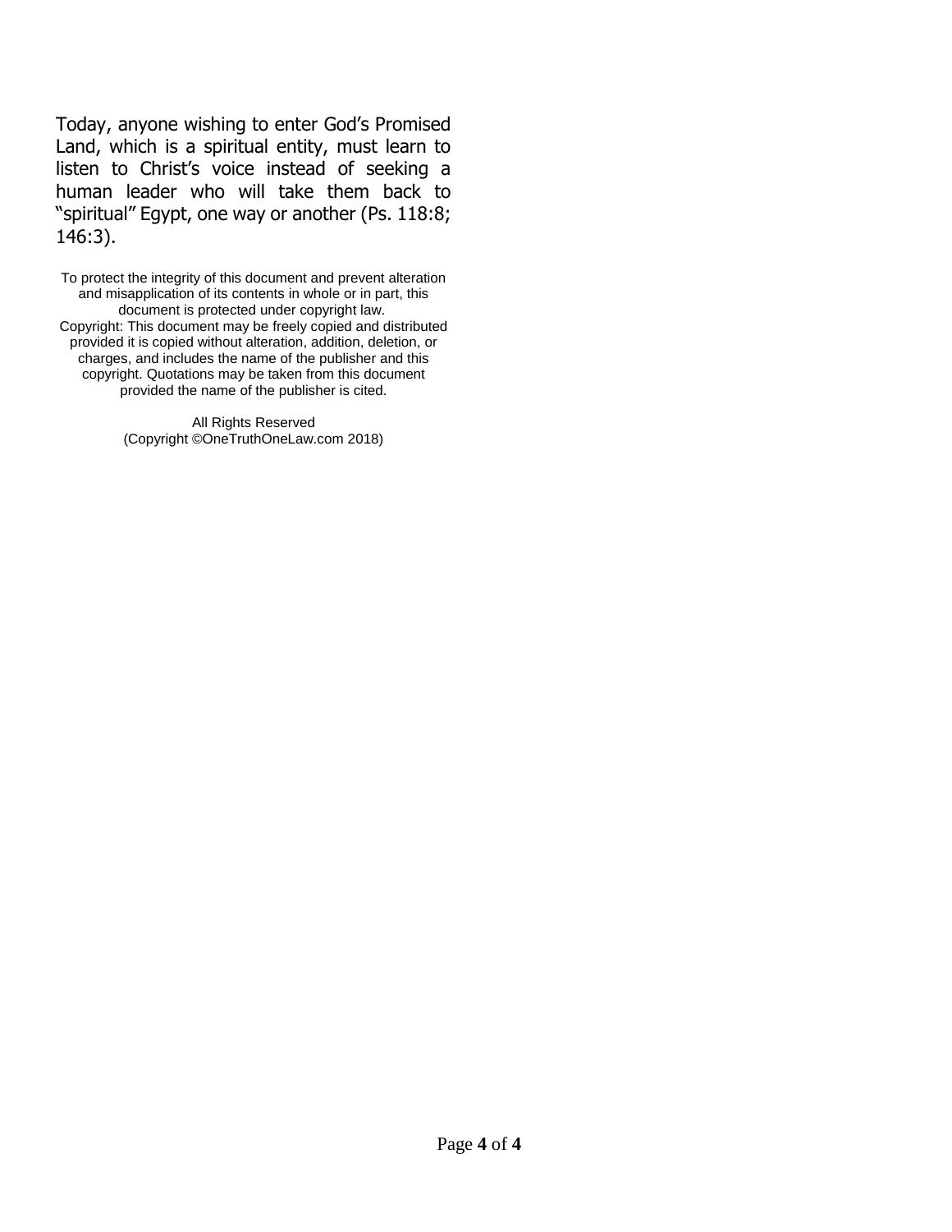Today, anyone wishing to enter God's Promised Land, which is a spiritual entity, must learn to listen to Christ's voice instead of seeking a human leader who will take them back to "spiritual" Egypt, one way or another (Ps. 118:8; 146:3).

To protect the integrity of this document and prevent alteration and misapplication of its contents in whole or in part, this document is protected under copyright law.
Copyright: This document may be freely copied and distributed provided it is copied without alteration, addition, deletion, or charges, and includes the name of the publisher and this copyright. Quotations may be taken from this document provided the name of the publisher is cited.

All Rights Reserved
(Copyright ©OneTruthOneLaw.com 2018)